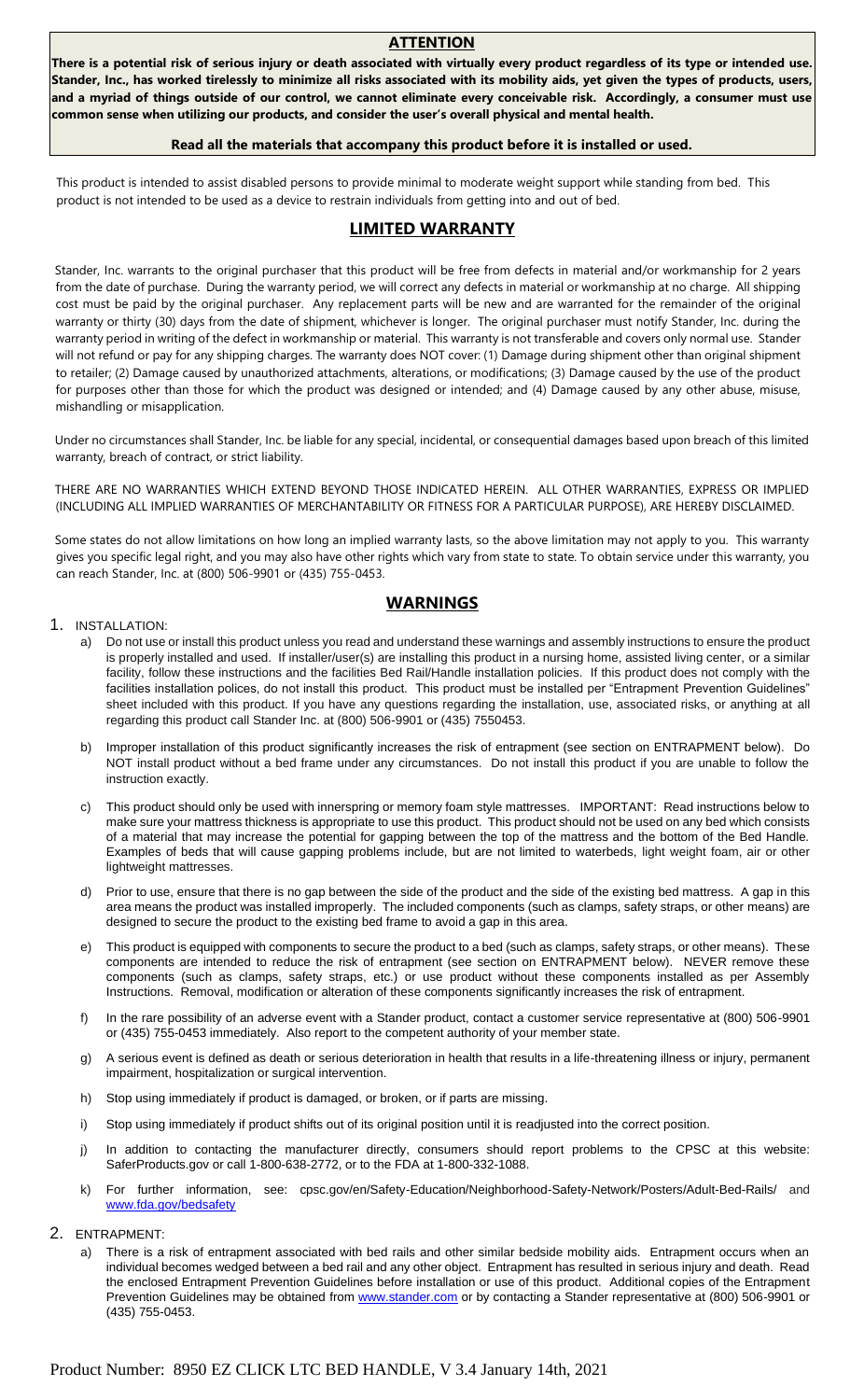## ATTENTION

**There is a potential risk of serious injury or death associated with virtually every product regardless of its type or intended use. Stander, Inc., has worked tirelessly to minimize all risks associated with its mobility aids, yet given the types of products, users, and a myriad of things outside of our control, we cannot eliminate every conceivable risk. Accordingly, a consumer must use common sense when utilizing our products, and consider the user's overall physical and mental health.**

**Read all the materials that accompany this product before it is installed or used.**

This product is intended to assist disabled persons to provide minimal to moderate weight support while standing from bed. This product is not intended to be used as a device to restrain individuals from getting into and out of bed.

## LIMITED WARRANTY

Stander, Inc. warrants to the original purchaser that this product will be free from defects in material and/or workmanship for 2 years from the date of purchase. During the warranty period, we will correct any defects in material or workmanship at no charge. All shipping cost must be paid by the original purchaser. Any replacement parts will be new and are warranted for the remainder of the original warranty or thirty (30) days from the date of shipment, whichever is longer. The original purchaser must notify Stander, Inc. during the warranty period in writing of the defect in workmanship or material. This warranty is not transferable and covers only normal use. Stander will not refund or pay for any shipping charges. The warranty does NOT cover: (1) Damage during shipment other than original shipment to retailer; (2) Damage caused by unauthorized attachments, alterations, or modifications; (3) Damage caused by the use of the product for purposes other than those for which the product was designed or intended; and (4) Damage caused by any other abuse, misuse, mishandling or misapplication.

Under no circumstances shall Stander, Inc. be liable for any special, incidental, or consequential damages based upon breach of this limited warranty, breach of contract, or strict liability.

THERE ARE NO WARRANTIES WHICH EXTEND BEYOND THOSE INDICATED HEREIN. ALL OTHER WARRANTIES, EXPRESS OR IMPLIED (INCLUDING ALL IMPLIED WARRANTIES OF MERCHANTABILITY OR FITNESS FOR A PARTICULAR PURPOSE), ARE HEREBY DISCLAIMED.

Some states do not allow limitations on how long an implied warranty lasts, so the above limitation may not apply to you. This warranty gives you specific legal right, and you may also have other rights which vary from state to state. To obtain service under this warranty, you can reach Stander, Inc. at (800) 506-9901 or (435) 755-0453.

## WARNINGS

1. INSTALLATION:
   a) Do not use or install this product unless you read and understand these warnings and assembly instructions to ensure the product is properly installed and used. If installer/user(s) are installing this product in a nursing home, assisted living center, or a similar facility, follow these instructions and the facilities Bed Rail/Handle installation policies. If this product does not comply with the facilities installation polices, do not install this product. This product must be installed per "Entrapment Prevention Guidelines" sheet included with this product. If you have any questions regarding the installation, use, associated risks, or anything at all regarding this product call Stander Inc. at (800) 506-9901 or (435) 7550453.
   b) Improper installation of this product significantly increases the risk of entrapment (see section on ENTRAPMENT below). Do NOT install product without a bed frame under any circumstances. Do not install this product if you are unable to follow the instruction exactly.
   c) This product should only be used with innerspring or memory foam style mattresses. IMPORTANT: Read instructions below to make sure your mattress thickness is appropriate to use this product. This product should not be used on any bed which consists of a material that may increase the potential for gapping between the top of the mattress and the bottom of the Bed Handle. Examples of beds that will cause gapping problems include, but are not limited to waterbeds, light weight foam, air or other lightweight mattresses.
   d) Prior to use, ensure that there is no gap between the side of the product and the side of the existing bed mattress. A gap in this area means the product was installed improperly. The included components (such as clamps, safety straps, or other means) are designed to secure the product to the existing bed frame to avoid a gap in this area.
   e) This product is equipped with components to secure the product to a bed (such as clamps, safety straps, or other means). These components are intended to reduce the risk of entrapment (see section on ENTRAPMENT below). NEVER remove these components (such as clamps, safety straps, etc.) or use product without these components installed as per Assembly Instructions. Removal, modification or alteration of these components significantly increases the risk of entrapment.
   f) In the rare possibility of an adverse event with a Stander product, contact a customer service representative at (800) 506-9901 or (435) 755-0453 immediately. Also report to the competent authority of your member state.
   g) A serious event is defined as death or serious deterioration in health that results in a life-threatening illness or injury, permanent impairment, hospitalization or surgical intervention.
   h) Stop using immediately if product is damaged, or broken, or if parts are missing.
   i) Stop using immediately if product shifts out of its original position until it is readjusted into the correct position.
   j) In addition to contacting the manufacturer directly, consumers should report problems to the CPSC at this website: SaferProducts.gov or call 1-800-638-2772, or to the FDA at 1-800-332-1088.
   k) For further information, see: cpsc.gov/en/Safety-Education/Neighborhood-Safety-Network/Posters/Adult-Bed-Rails/ and www.fda.gov/bedsafety
2. ENTRAPMENT:
   a) There is a risk of entrapment associated with bed rails and other similar bedside mobility aids. Entrapment occurs when an individual becomes wedged between a bed rail and any other object. Entrapment has resulted in serious injury and death. Read the enclosed Entrapment Prevention Guidelines before installation or use of this product. Additional copies of the Entrapment Prevention Guidelines may be obtained from www.stander.com or by contacting a Stander representative at (800) 506-9901 or (435) 755-0453.

Product Number: 8950 EZ CLICK LTC BED HANDLE, V 3.4 January 14th, 2021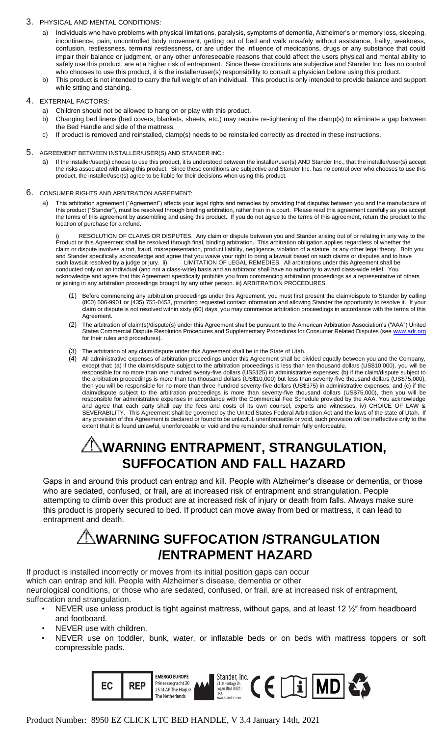3. PHYSICAL AND MENTAL CONDITIONS:
   a) Individuals who have problems with physical limitations, paralysis, symptoms of dementia, Alzheimer's or memory loss, sleeping, incontinence, pain, uncontrolled body movement, getting out of bed and walk unsafely without assistance, frailty, weakness, confusion, restlessness, terminal restlessness, or are under the influence of medications, drugs or any substance that could impair their balance or judgment, or any other unforeseeable reasons that could affect the users physical and mental ability to safely use this product, are at a higher risk of entrapment. Since these conditions are subjective and Stander Inc. has no control who chooses to use this product, it is the installer/user(s) responsibility to consult a physician before using this product.
   b) This product is not intended to carry the full weight of an individual. This product is only intended to provide balance and support while sitting and standing.

4. EXTERNAL FACTORS:
   a) Children should not be allowed to hang on or play with this product.
   b) Changing bed linens (bed covers, blankets, sheets, etc.) may require re-tightening of the clamp(s) to eliminate a gap between the Bed Handle and side of the mattress.
   c) If product is removed and reinstalled, clamp(s) needs to be reinstalled correctly as directed in these instructions.

5. AGREEMENT BETWEEN INSTALLER/USER(S) AND STANDER INC.:
   a) If the installer/user(s) choose to use this product, it is understood between the installer/user(s) AND Stander Inc., that the installer/user(s) accept the risks associated with using this product. Since these conditions are subjective and Stander Inc. has no control over who chooses to use this product, the installer/user(s) agree to be liable for their decisions when using this product.

6. CONSUMER RIGHTS AND ARBITRATION AGREEMENT:
   a) This arbitration agreement ("Agreement") affects your legal rights and remedies by providing that disputes between you and the manufacture of this product ("Stander"), must be resolved through binding arbitration, rather than in a court. Please read this agreement carefully as you accept the terms of this agreement by assembling and using this product. If you do not agree to the terms of this agreement, return the product to the location of purchase for a refund.

      i) RESOLUTION OF CLAIMS OR DISPUTES. Any claim or dispute between you and Stander arising out of or relating in any way to the Product or this Agreement shall be resolved through final, binding arbitration. This arbitration obligation applies regardless of whether the claim or dispute involves a tort, fraud, misrepresentation, product liability, negligence, violation of a statute, or any other legal theory. Both you and Stander specifically acknowledge and agree that you waive your right to bring a lawsuit based on such claims or disputes and to have such lawsuit resolved by a judge or jury. ii) LIMITATION OF LEGAL REMEDIES. All arbitrations under this Agreement shall be conducted only on an individual (and not a class-wide) basis and an arbitrator shall have no authority to award class-wide relief. You acknowledge and agree that this Agreement specifically prohibits you from commencing arbitration proceedings as a representative of others or joining in any arbitration proceedings brought by any other person. iii) ARBITRATION PROCEDURES.

      (1) Before commencing any arbitration proceedings under this Agreement, you must first present the claim/dispute to Stander by calling (800) 506-9901 or (435) 755-0453, providing requested contact information and allowing Stander the opportunity to resolve it. If your claim or dispute is not resolved within sixty (60) days, you may commence arbitration proceedings in accordance with the terms of this Agreement.
      (2) The arbitration of claim(s)/dispute(s) under this Agreement shall be pursuant to the American Arbitration Association's ("AAA") United States Commercial Dispute Resolution Procedures and Supplementary Procedures for Consumer Related Disputes (see www.adr.org for their rules and procedures).
      (3) The arbitration of any claim/dispute under this Agreement shall be in the State of Utah.
      (4) All administrative expenses of arbitration proceedings under this Agreement shall be divided equally between you and the Company, except that: (a) if the claims/dispute subject to the arbitration proceedings is less than ten thousand dollars (US$10,000), you will be responsible for no more than one hundred twenty-five dollars (US$125) in administrative expenses; (b) if the claim/dispute subject to the arbitration proceedings is more than ten thousand dollars (US$10,000) but less than seventy-five thousand dollars (US$75,000), then you will be responsible for no more than three hundred seventy-five dollars (US$375) in administrative expenses; and (c) if the claim/dispute subject to the arbitration proceedings is more than seventy-five thousand dollars (US$75,000), then you will be responsible for administrative expenses in accordance with the Commercial Fee Schedule provided by the AAA. You acknowledge and agree that each party shall pay the fees and costs of its own counsel, experts and witnesses. iv) CHOICE OF LAW & SEVERABILITY. This Agreement shall be governed by the United States Federal Arbitration Act and the laws of the state of Utah. If any provision of this Agreement is declared or found to be unlawful, unenforceable or void, such provision will be ineffective only to the extent that it is found unlawful, unenforceable or void and the remainder shall remain fully enforceable.

# ⚠WARNING ENTRAPMENT, STRANGULATION, SUFFOCATION AND FALL HAZARD

Gaps in and around this product can entrap and kill. People with Alzheimer's disease or dementia, or those who are sedated, confused, or frail, are at increased risk of entrapment and strangulation. People attempting to climb over this product are at increased risk of injury or death from falls. Always make sure this product is properly secured to bed. If product can move away from bed or mattress, it can lead to entrapment and death.

# ⚠WARNING SUFFOCATION /STRANGULATION /ENTRAPMENT HAZARD

If product is installed incorrectly or moves from its initial position gaps can occur which can entrap and kill. People with Alzheimer's disease, dementia or other neurological conditions, or those who are sedated, confused, or frail, are at increased risk of entrapment, suffocation and strangulation.

- NEVER use unless product is tight against mattress, without gaps, and at least 12 ½″ from headboard and footboard.
- NEVER use with children.
- NEVER use on toddler, bunk, water, or inflatable beds or on beds with mattress toppers or soft compressible pads.

EC REP EMERGO EUROPE Prinsessegracht 20 2514 AP The Hague The Netherlands

Stander, Inc. 2410 Heritage Dr. Logan Utah 84321 USA www.stander.com

CE MD

Product Number: 8950 EZ CLICK LTC BED HANDLE, V 3.4 January 14th, 2021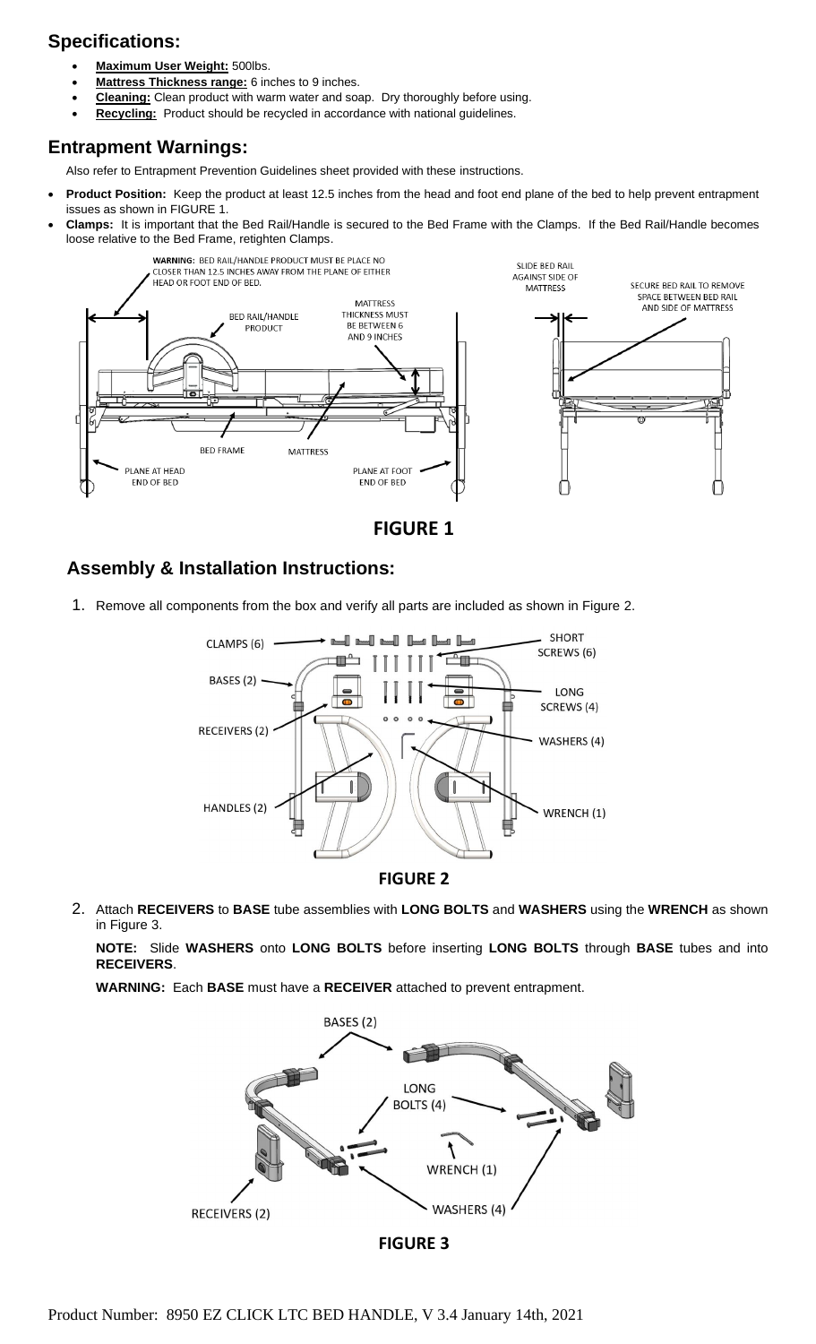## Specifications:

- **Maximum User Weight:** 500lbs.
- **Mattress Thickness range:** 6 inches to 9 inches.
- **Cleaning:** Clean product with warm water and soap. Dry thoroughly before using.
- **Recycling:** Product should be recycled in accordance with national guidelines.

## Entrapment Warnings:

Also refer to Entrapment Prevention Guidelines sheet provided with these instructions.

- **Product Position:** Keep the product at least 12.5 inches from the head and foot end plane of the bed to help prevent entrapment issues as shown in FIGURE 1.
- **Clamps:** It is important that the Bed Rail/Handle is secured to the Bed Frame with the Clamps. If the Bed Rail/Handle becomes loose relative to the Bed Frame, retighten Clamps.

**FIGURE 1**

## Assembly & Installation Instructions:

1. Remove all components from the box and verify all parts are included as shown in Figure 2.

**FIGURE 2**

2. Attach **RECEIVERS** to **BASE** tube assemblies with **LONG BOLTS** and **WASHERS** using the **WRENCH** as shown in Figure 3.

   **NOTE:** Slide **WASHERS** onto **LONG BOLTS** before inserting **LONG BOLTS** through **BASE** tubes and into **RECEIVERS**.

   **WARNING:** Each **BASE** must have a **RECEIVER** attached to prevent entrapment.

**FIGURE 3**

Product Number: 8950 EZ CLICK LTC BED HANDLE, V 3.4 January 14th, 2021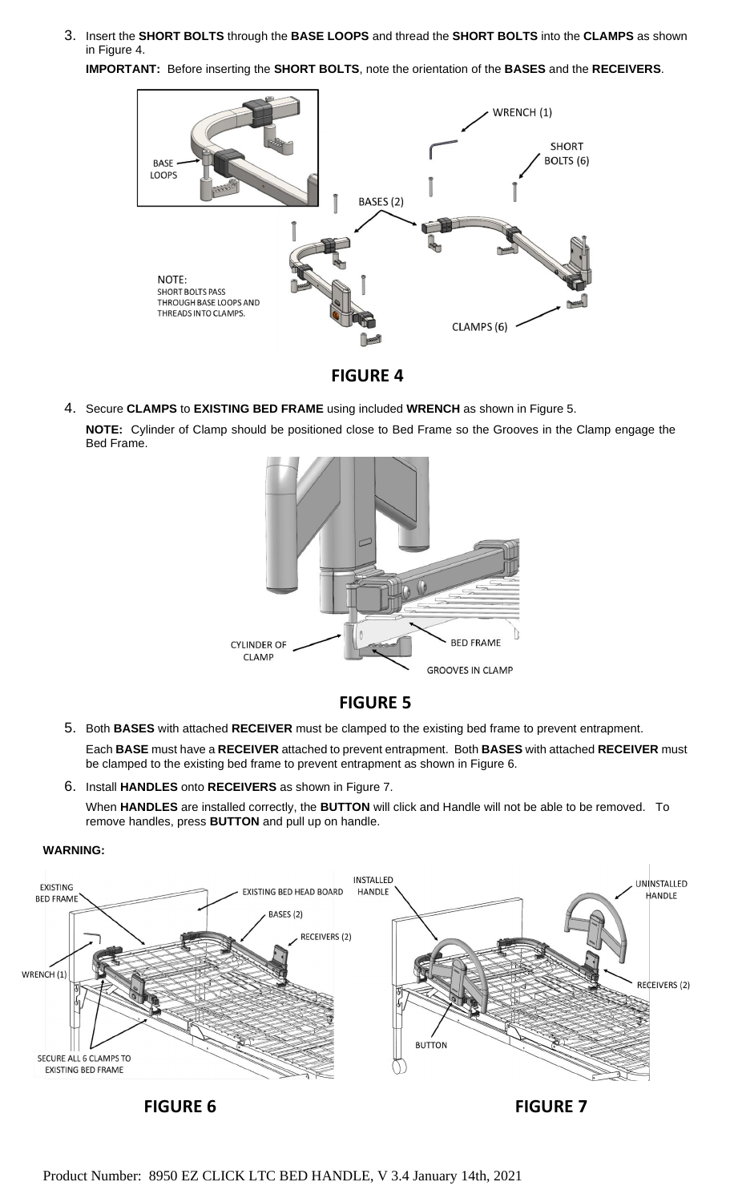3. Insert the **SHORT BOLTS** through the **BASE LOOPS** and thread the **SHORT BOLTS** into the **CLAMPS** as shown in Figure 4.

   **IMPORTANT:** Before inserting the **SHORT BOLTS**, note the orientation of the **BASES** and the **RECEIVERS**.

BASE LOOPS

WRENCH (1)

SHORT BOLTS (6)

BASES (2)

NOTE:
SHORT BOLTS PASS THROUGH BASE LOOPS AND THREADS INTO CLAMPS.

CLAMPS (6)

**FIGURE 4**

4. Secure **CLAMPS** to **EXISTING BED FRAME** using included **WRENCH** as shown in Figure 5.

   **NOTE:** Cylinder of Clamp should be positioned close to Bed Frame so the Grooves in the Clamp engage the Bed Frame.

CYLINDER OF CLAMP

BED FRAME

GROOVES IN CLAMP

**FIGURE 5**

5. Both **BASES** with attached **RECEIVER** must be clamped to the existing bed frame to prevent entrapment.

   Each **BASE** must have a **RECEIVER** attached to prevent entrapment. Both **BASES** with attached **RECEIVER** must be clamped to the existing bed frame to prevent entrapment as shown in Figure 6.

6. Install **HANDLES** onto **RECEIVERS** as shown in Figure 7.

   When **HANDLES** are installed correctly, the **BUTTON** will click and Handle will not be able to be removed. To remove handles, press **BUTTON** and pull up on handle.

**WARNING:**

EXISTING BED FRAME

EXISTING BED HEAD BOARD

BASES (2)

RECEIVERS (2)

WRENCH (1)

SECURE ALL 6 CLAMPS TO EXISTING BED FRAME

INSTALLED HANDLE

UNINSTALLED HANDLE

RECEIVERS (2)

BUTTON

**FIGURE 6**

**FIGURE 7**

Product Number: 8950 EZ CLICK LTC BED HANDLE, V 3.4 January 14th, 2021